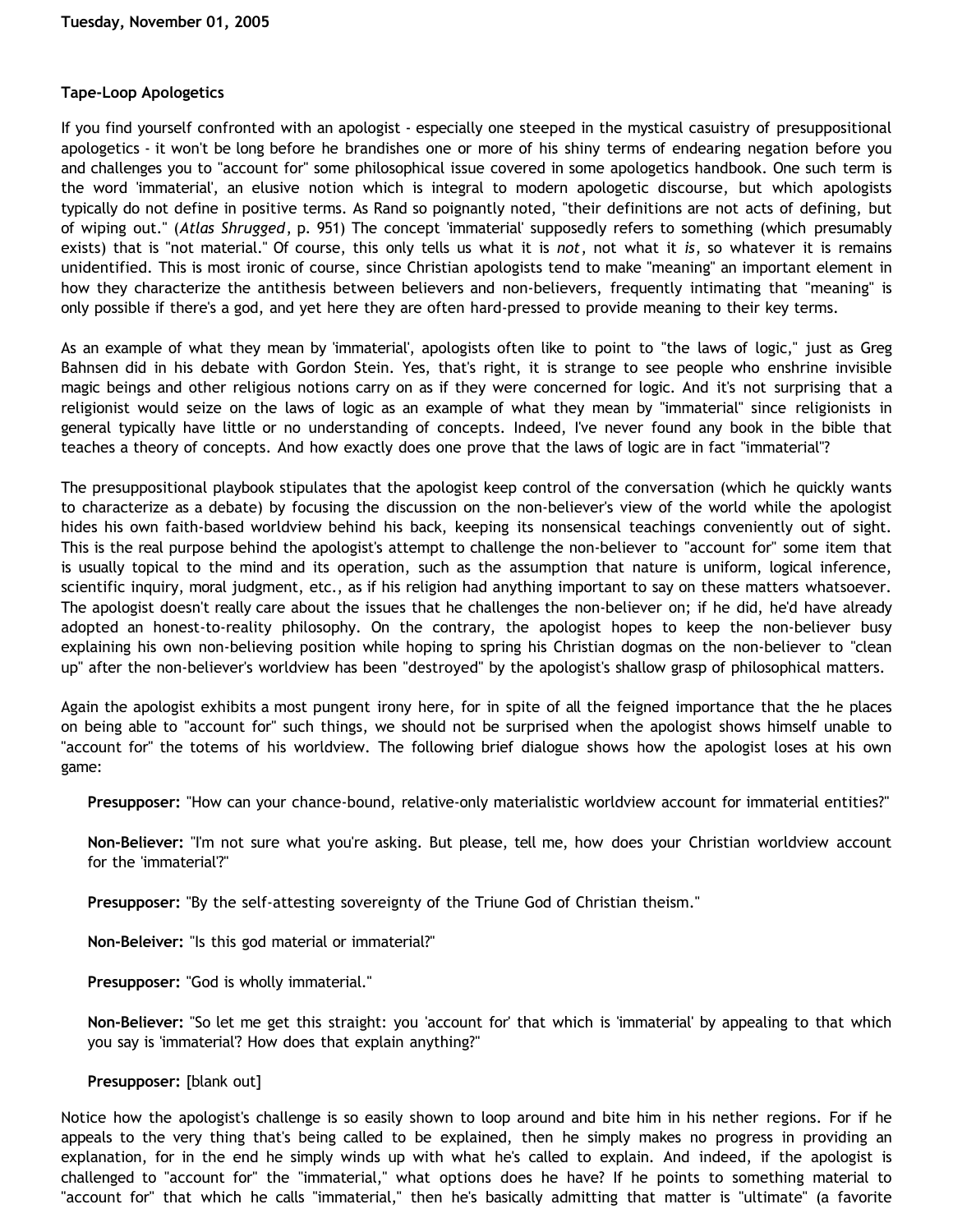**Tuesday, November 01, 2005**

**Tape-Loop Apologetics**

If you find yourself confronted with an apologist - especially one steeped in the mystical casuistry of presuppositional apologetics - it won't be long before he brandishes one or more of his shiny terms of endearing negation before you and challenges you to "account for" some philosophical issue covered in some apologetics handbook. One such term is the word 'immaterial', an elusive notion which is integral to modern apologetic discourse, but which apologists typically do not define in positive terms. As Rand so poignantly noted, "their definitions are not acts of defining, but of wiping out." (*Atlas Shrugged*, p. 951) The concept 'immaterial' supposedly refers to something (which presumably exists) that is "not material." Of course, this only tells us what it is *not*, not what it *is*, so whatever it is remains unidentified. This is most ironic of course, since Christian apologists tend to make "meaning" an important element in how they characterize the antithesis between believers and non-believers, frequently intimating that "meaning" is only possible if there's a god, and yet here they are often hard-pressed to provide meaning to their key terms.

As an example of what they mean by 'immaterial', apologists often like to point to "the laws of logic," just as Greg Bahnsen did in his debate with Gordon Stein. Yes, that's right, it is strange to see people who enshrine invisible magic beings and other religious notions carry on as if they were concerned for logic. And it's not surprising that a religionist would seize on the laws of logic as an example of what they mean by "immaterial" since religionists in general typically have little or no understanding of concepts. Indeed, I've never found any book in the bible that teaches a theory of concepts. And how exactly does one prove that the laws of logic are in fact "immaterial"?

The presuppositional playbook stipulates that the apologist keep control of the conversation (which he quickly wants to characterize as a debate) by focusing the discussion on the non-believer's view of the world while the apologist hides his own faith-based worldview behind his back, keeping its nonsensical teachings conveniently out of sight. This is the real purpose behind the apologist's attempt to challenge the non-believer to "account for" some item that is usually topical to the mind and its operation, such as the assumption that nature is uniform, logical inference, scientific inquiry, moral judgment, etc., as if his religion had anything important to say on these matters whatsoever. The apologist doesn't really care about the issues that he challenges the non-believer on; if he did, he'd have already adopted an honest-to-reality philosophy. On the contrary, the apologist hopes to keep the non-believer busy explaining his own non-believing position while hoping to spring his Christian dogmas on the non-believer to "clean up" after the non-believer's worldview has been "destroyed" by the apologist's shallow grasp of philosophical matters.

Again the apologist exhibits a most pungent irony here, for in spite of all the feigned importance that the he places on being able to "account for" such things, we should not be surprised when the apologist shows himself unable to "account for" the totems of his worldview. The following brief dialogue shows how the apologist loses at his own game:

> **Presupposer:** "How can your chance-bound, relative-only materialistic worldview account for immaterial entities?"
>
> **Non-Believer:** "I'm not sure what you're asking. But please, tell me, how does your Christian worldview account for the 'immaterial'?"
>
> **Presupposer:** "By the self-attesting sovereignty of the Triune God of Christian theism."
>
> **Non-Beleiver:** "Is this god material or immaterial?"
>
> **Presupposer:** "God is wholly immaterial."
>
> **Non-Believer:** "So let me get this straight: you 'account for' that which is 'immaterial' by appealing to that which you say is 'immaterial'? How does that explain anything?"
>
> **Presupposer:** [blank out]

Notice how the apologist's challenge is so easily shown to loop around and bite him in his nether regions. For if he appeals to the very thing that's being called to be explained, then he simply makes no progress in providing an explanation, for in the end he simply winds up with what he's called to explain. And indeed, if the apologist is challenged to "account for" the "immaterial," what options does he have? If he points to something material to "account for" that which he calls "immaterial," then he's basically admitting that matter is "ultimate" (a favorite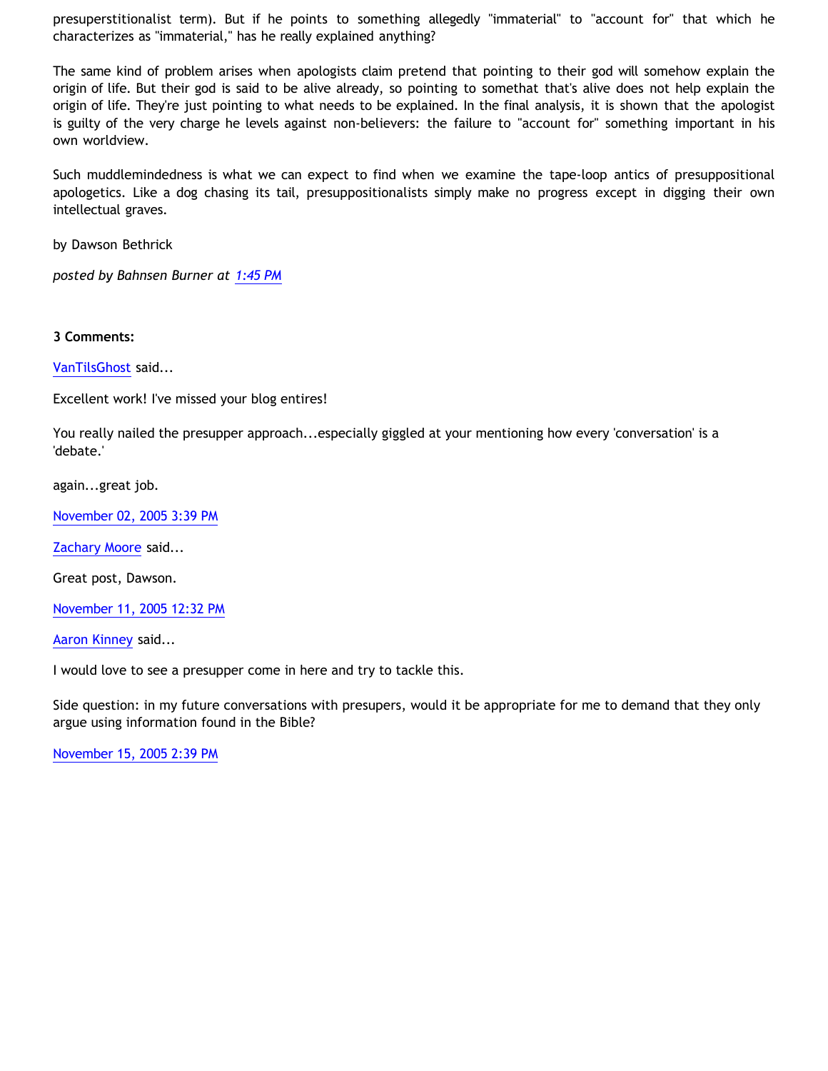presuperstitionalist term). But if he points to something allegedly "immaterial" to "account for" that which he characterizes as "immaterial," has he really explained anything?

The same kind of problem arises when apologists claim pretend that pointing to their god will somehow explain the origin of life. But their god is said to be alive already, so pointing to somethat that's alive does not help explain the origin of life. They're just pointing to what needs to be explained. In the final analysis, it is shown that the apologist is guilty of the very charge he levels against non-believers: the failure to "account for" something important in his own worldview.

Such muddlemindedness is what we can expect to find when we examine the tape-loop antics of presuppositional apologetics. Like a dog chasing its tail, presuppositionalists simply make no progress except in digging their own intellectual graves.

by Dawson Bethrick

*posted by Bahnsen Burner at 1:45 PM*

**3 Comments:**

VanTilsGhost said...

Excellent work! I've missed your blog entires!

You really nailed the presupper approach...especially giggled at your mentioning how every 'conversation' is a 'debate.'

again...great job.

November 02, 2005 3:39 PM

Zachary Moore said...

Great post, Dawson.

November 11, 2005 12:32 PM

Aaron Kinney said...

I would love to see a presupper come in here and try to tackle this.

Side question: in my future conversations with presupers, would it be appropriate for me to demand that they only argue using information found in the Bible?

November 15, 2005 2:39 PM